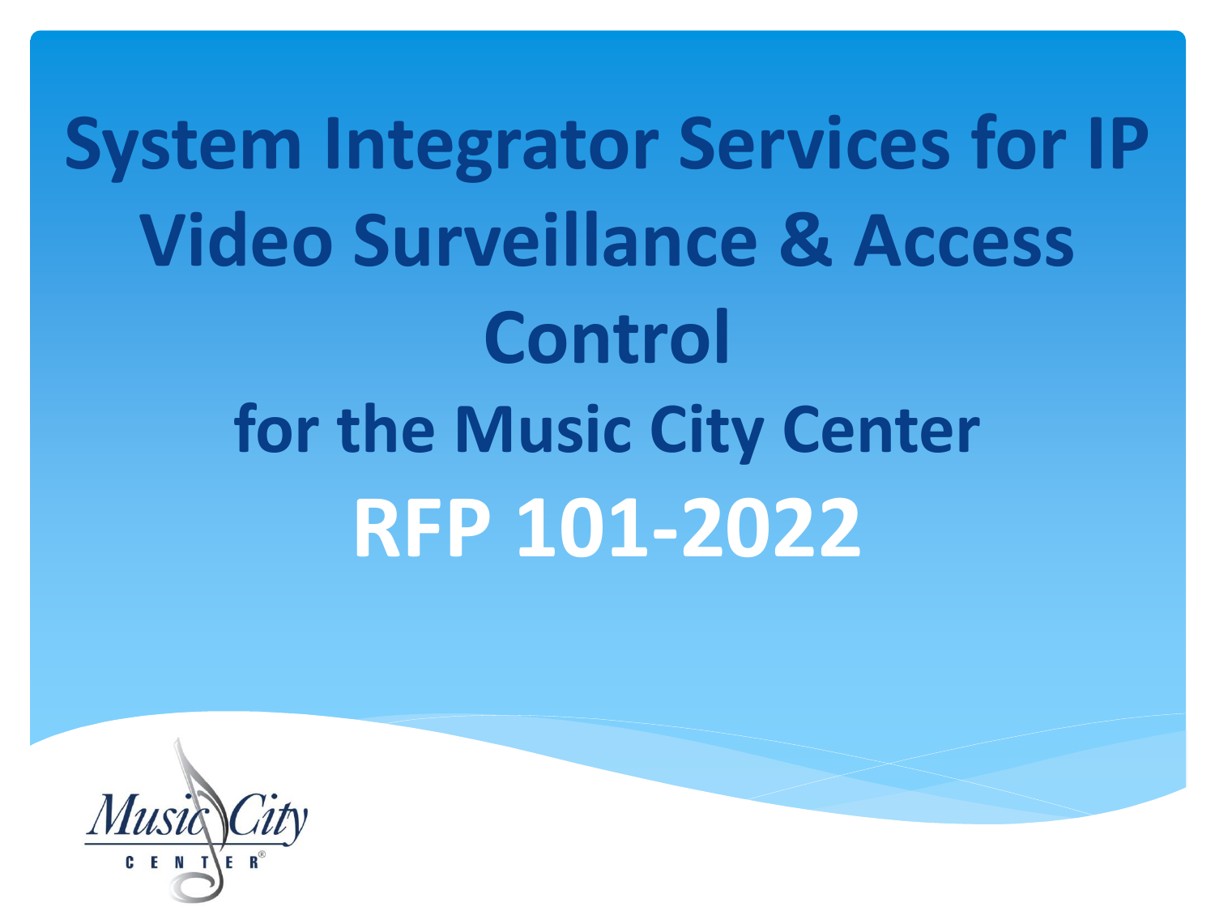# System Integrator Services for IP Video Surveillance & Access Control

## for the Music City Center

## RFP 101-2022

Music City CENTER®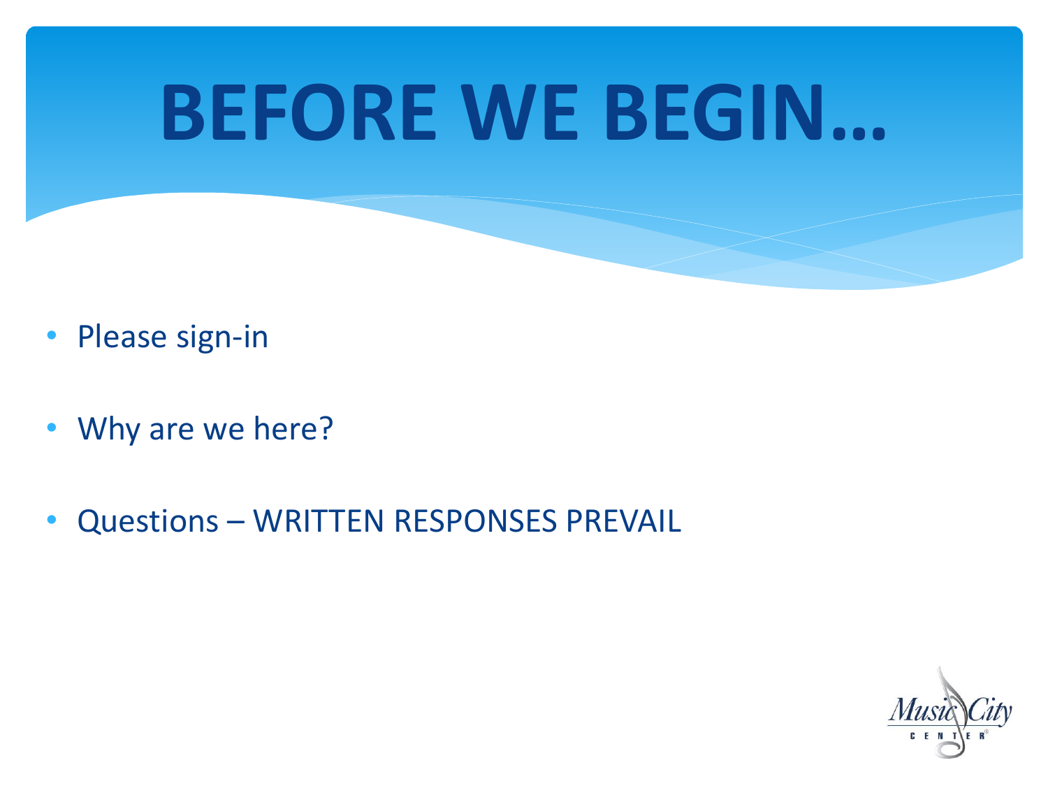# BEFORE WE BEGIN…

- Please sign-in
- Why are we here?
- Questions – WRITTEN RESPONSES PREVAIL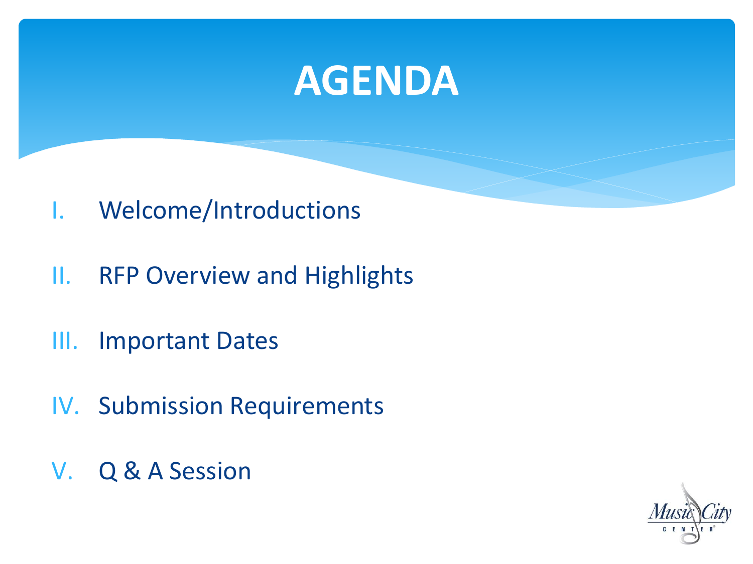# AGENDA

I. Welcome/Introductions

II. RFP Overview and Highlights

III. Important Dates

IV. Submission Requirements

V. Q & A Session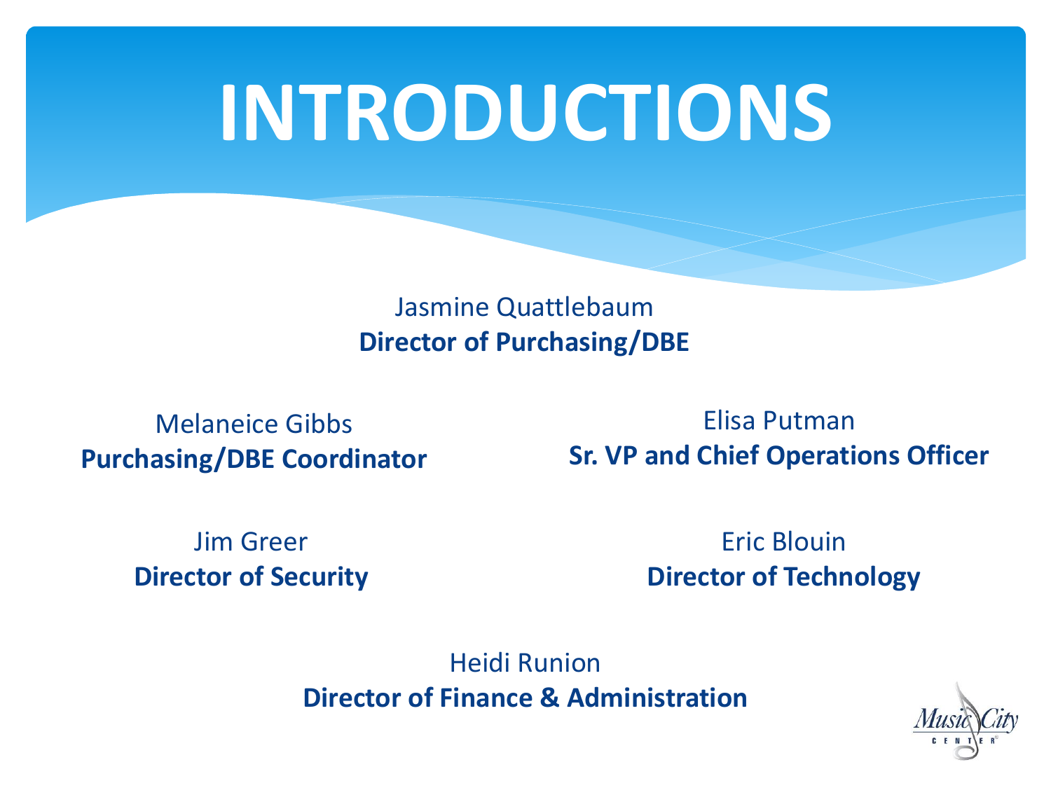# INTRODUCTIONS

Jasmine Quattlebaum
**Director of Purchasing/DBE**

Melaneice Gibbs
**Purchasing/DBE Coordinator**

Elisa Putman
**Sr. VP and Chief Operations Officer**

Jim Greer
**Director of Security**

Eric Blouin
**Director of Technology**

Heidi Runion
**Director of Finance & Administration**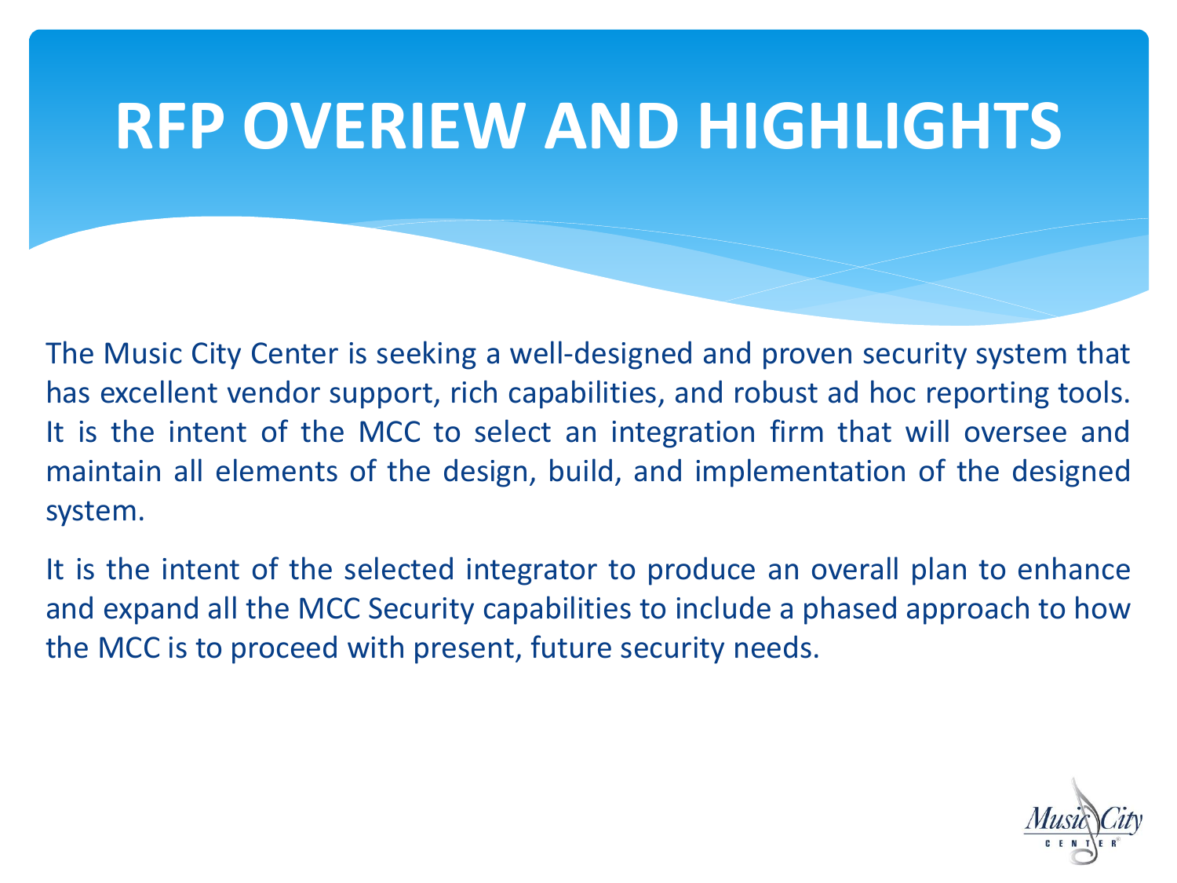# RFP OVERIEW AND HIGHLIGHTS

The Music City Center is seeking a well-designed and proven security system that has excellent vendor support, rich capabilities, and robust ad hoc reporting tools. It is the intent of the MCC to select an integration firm that will oversee and maintain all elements of the design, build, and implementation of the designed system.

It is the intent of the selected integrator to produce an overall plan to enhance and expand all the MCC Security capabilities to include a phased approach to how the MCC is to proceed with present, future security needs.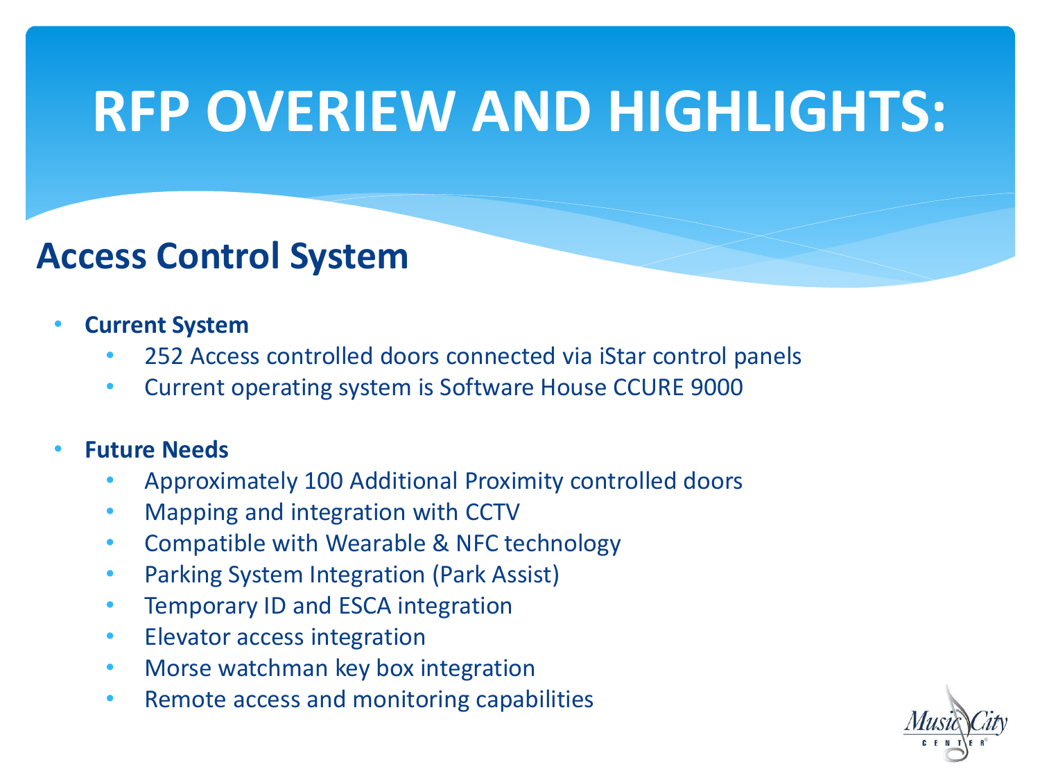# RFP OVERIEW AND HIGHLIGHTS:

## Access Control System

- **Current System**
  - 252 Access controlled doors connected via iStar control panels
  - Current operating system is Software House CCURE 9000

- **Future Needs**
  - Approximately 100 Additional Proximity controlled doors
  - Mapping and integration with CCTV
  - Compatible with Wearable & NFC technology
  - Parking System Integration (Park Assist)
  - Temporary ID and ESCA integration
  - Elevator access integration
  - Morse watchman key box integration
  - Remote access and monitoring capabilities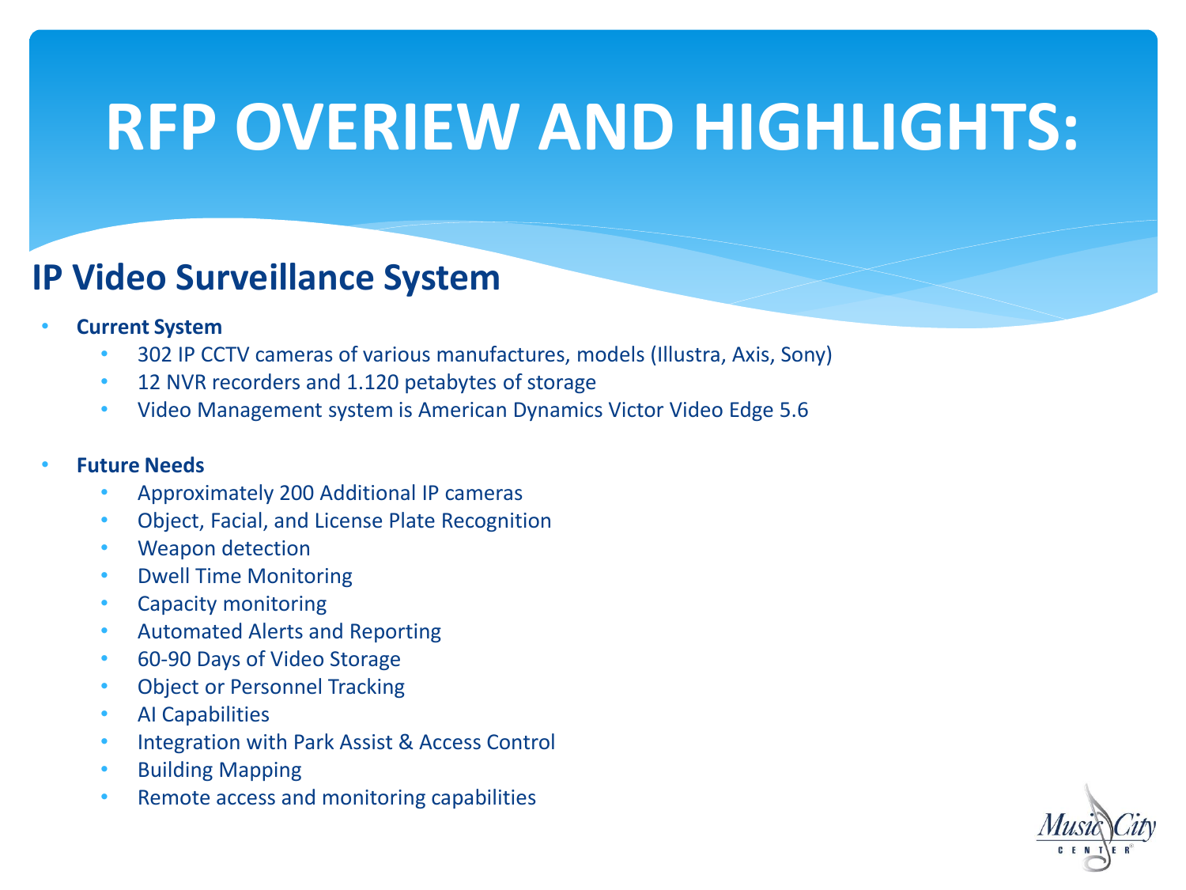# RFP OVERIEW AND HIGHLIGHTS:

## IP Video Surveillance System

- **Current System**
  - 302 IP CCTV cameras of various manufactures, models (Illustra, Axis, Sony)
  - 12 NVR recorders and 1.120 petabytes of storage
  - Video Management system is American Dynamics Victor Video Edge 5.6

- **Future Needs**
  - Approximately 200 Additional IP cameras
  - Object, Facial, and License Plate Recognition
  - Weapon detection
  - Dwell Time Monitoring
  - Capacity monitoring
  - Automated Alerts and Reporting
  - 60-90 Days of Video Storage
  - Object or Personnel Tracking
  - AI Capabilities
  - Integration with Park Assist & Access Control
  - Building Mapping
  - Remote access and monitoring capabilities

Music City CENTER®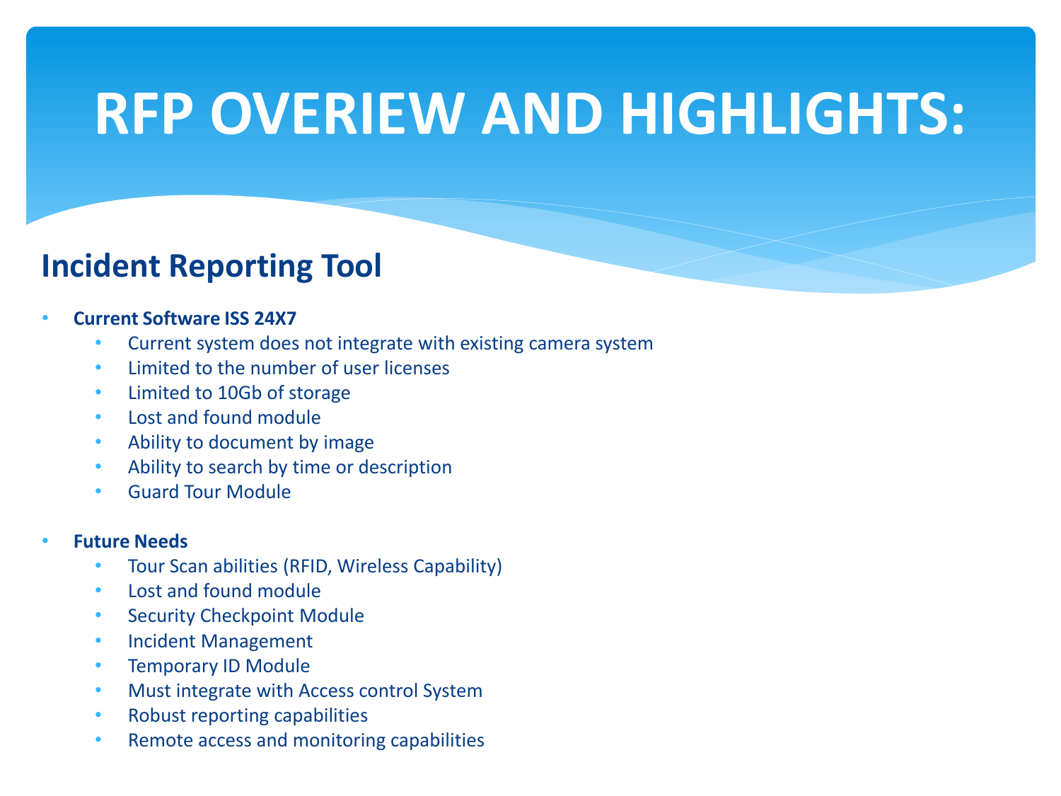# RFP OVERIEW AND HIGHLIGHTS:

## Incident Reporting Tool

- **Current Software ISS 24X7**
  - Current system does not integrate with existing camera system
  - Limited to the number of user licenses
  - Limited to 10Gb of storage
  - Lost and found module
  - Ability to document by image
  - Ability to search by time or description
  - Guard Tour Module

- **Future Needs**
  - Tour Scan abilities (RFID, Wireless Capability)
  - Lost and found module
  - Security Checkpoint Module
  - Incident Management
  - Temporary ID Module
  - Must integrate with Access control System
  - Robust reporting capabilities
  - Remote access and monitoring capabilities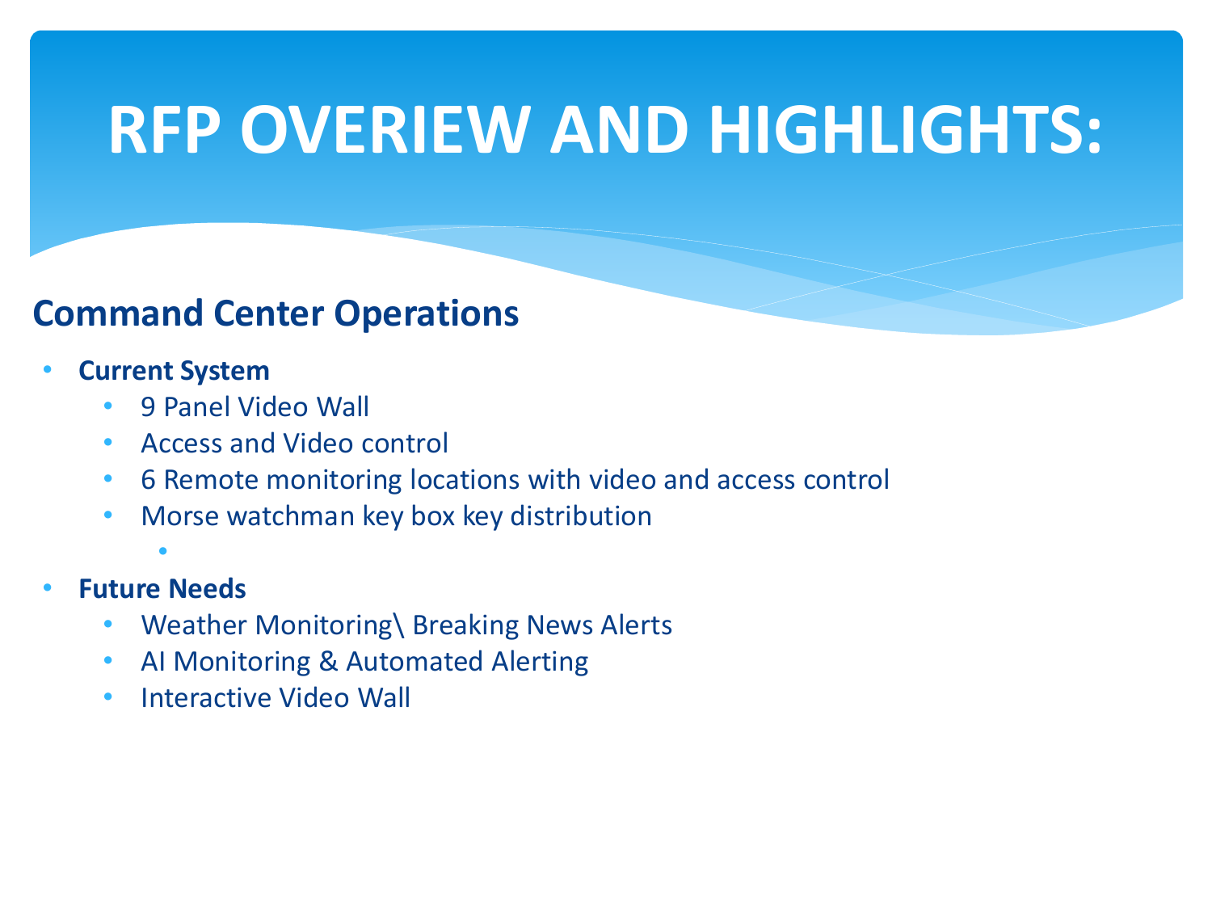# RFP OVERIEW AND HIGHLIGHTS:

## Command Center Operations

- **Current System**
    - 9 Panel Video Wall
    - Access and Video control
    - 6 Remote monitoring locations with video and access control
    - Morse watchman key box key distribution
- **Future Needs**
    - Weather Monitoring\ Breaking News Alerts
    - AI Monitoring & Automated Alerting
    - Interactive Video Wall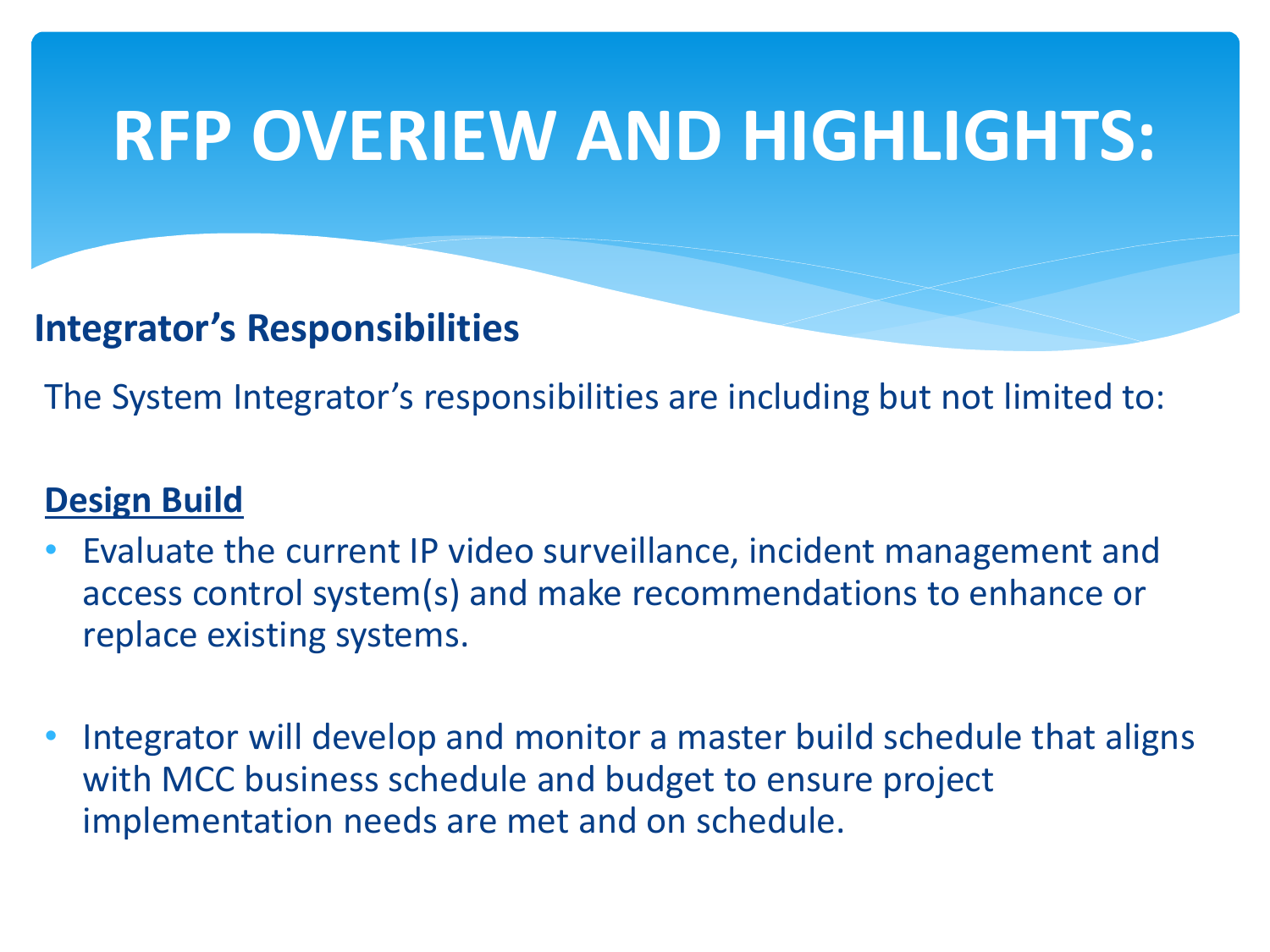# RFP OVERIEW AND HIGHLIGHTS:

## Integrator's Responsibilities

The System Integrator's responsibilities are including but not limited to:

**Design Build**

- Evaluate the current IP video surveillance, incident management and access control system(s) and make recommendations to enhance or replace existing systems.

- Integrator will develop and monitor a master build schedule that aligns with MCC business schedule and budget to ensure project implementation needs are met and on schedule.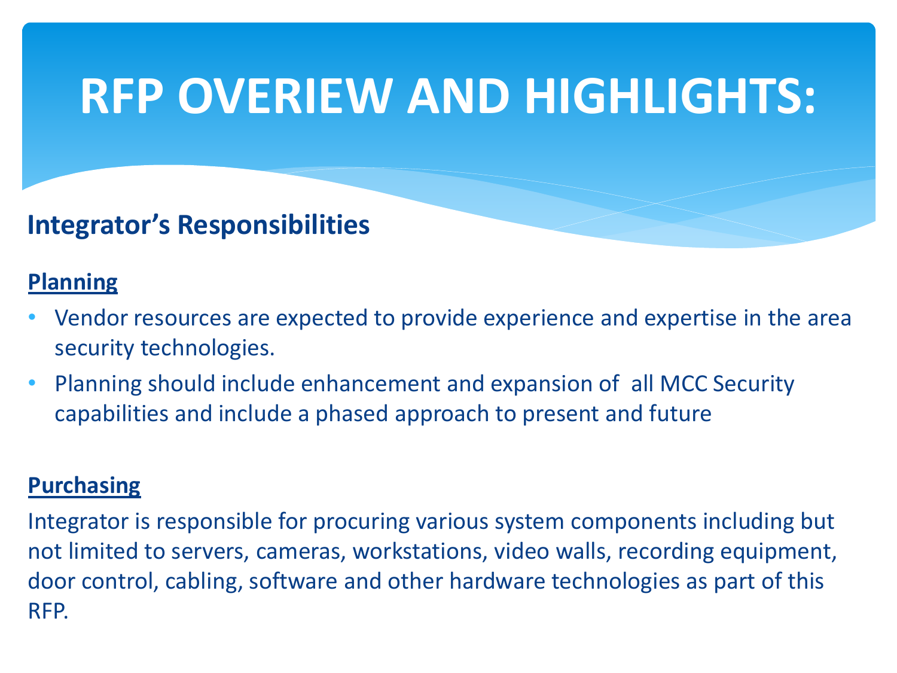# RFP OVERIEW AND HIGHLIGHTS:

## Integrator's Responsibilities

### Planning

- Vendor resources are expected to provide experience and expertise in the area security technologies.
- Planning should include enhancement and expansion of all MCC Security capabilities and include a phased approach to present and future

### Purchasing

Integrator is responsible for procuring various system components including but not limited to servers, cameras, workstations, video walls, recording equipment, door control, cabling, software and other hardware technologies as part of this RFP.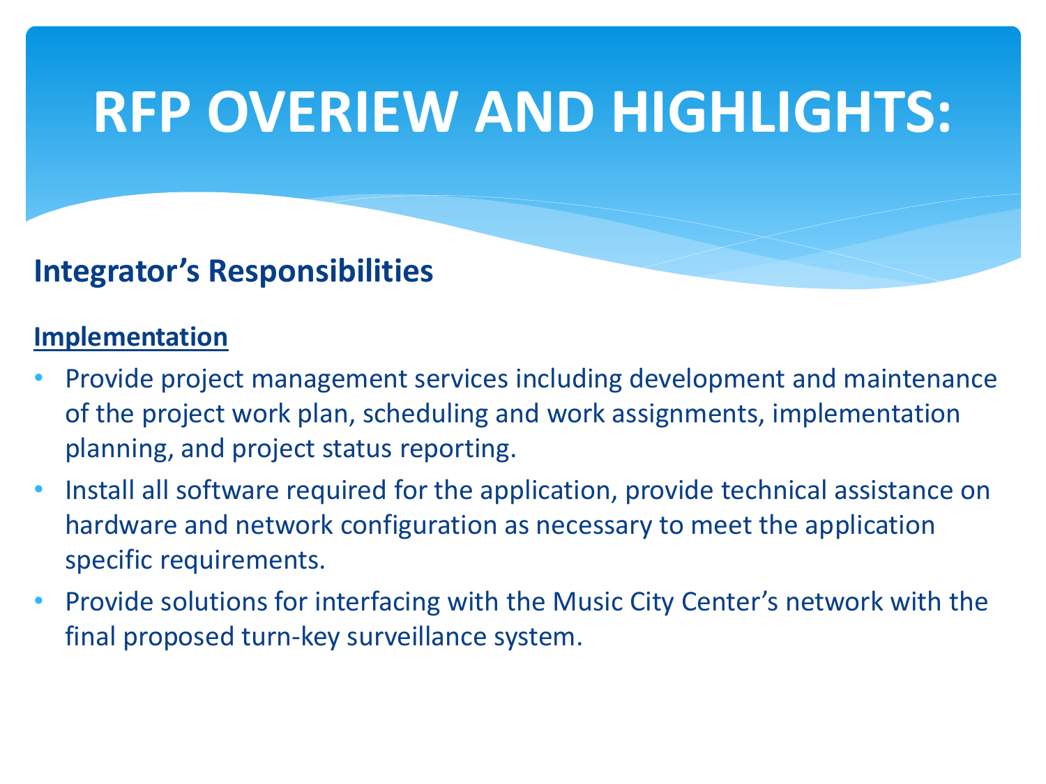# RFP OVERIEW AND HIGHLIGHTS:

## Integrator's Responsibilities

**Implementation**

- Provide project management services including development and maintenance of the project work plan, scheduling and work assignments, implementation planning, and project status reporting.
- Install all software required for the application, provide technical assistance on hardware and network configuration as necessary to meet the application specific requirements.
- Provide solutions for interfacing with the Music City Center's network with the final proposed turn-key surveillance system.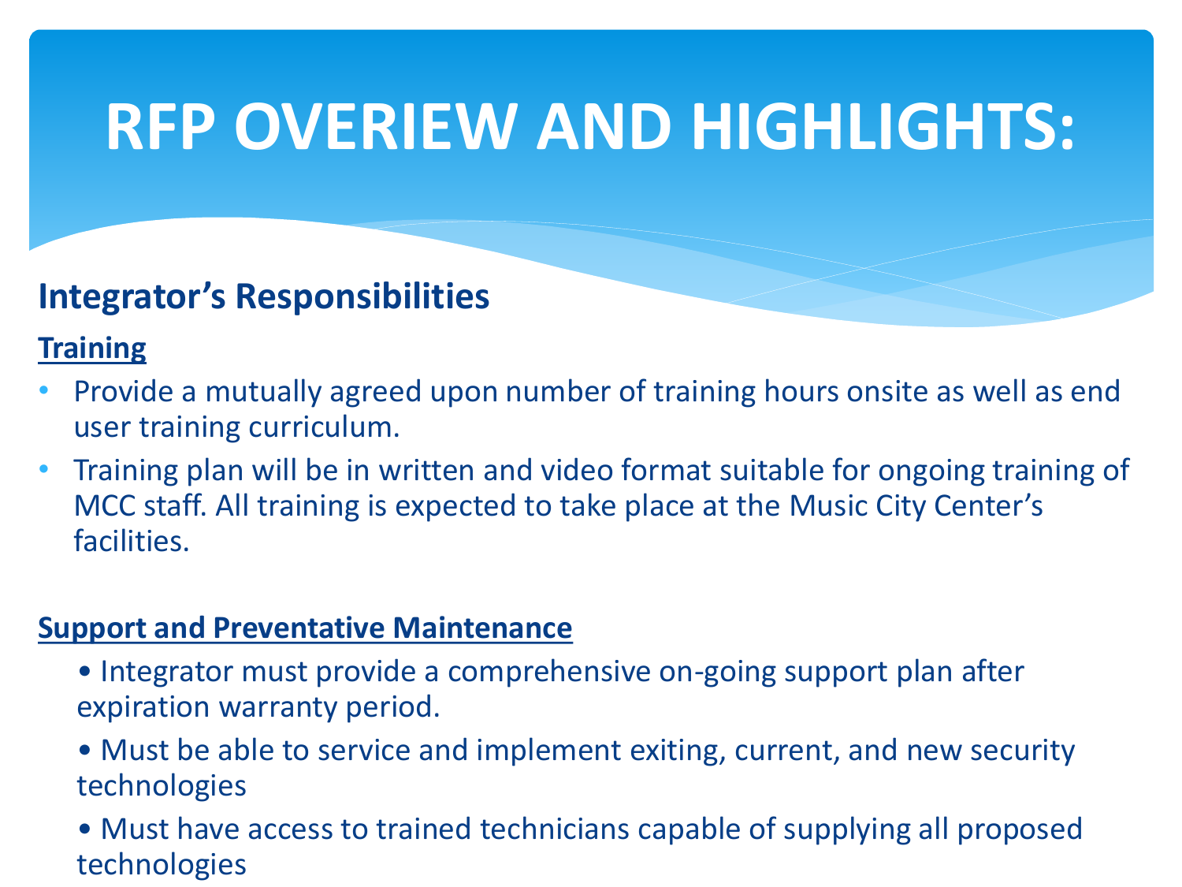# RFP OVERIEW AND HIGHLIGHTS:

## Integrator's Responsibilities

### Training

- Provide a mutually agreed upon number of training hours onsite as well as end user training curriculum.
- Training plan will be in written and video format suitable for ongoing training of MCC staff. All training is expected to take place at the Music City Center's facilities.

### Support and Preventative Maintenance

- Integrator must provide a comprehensive on-going support plan after expiration warranty period.
- Must be able to service and implement exiting, current, and new security technologies
- Must have access to trained technicians capable of supplying all proposed technologies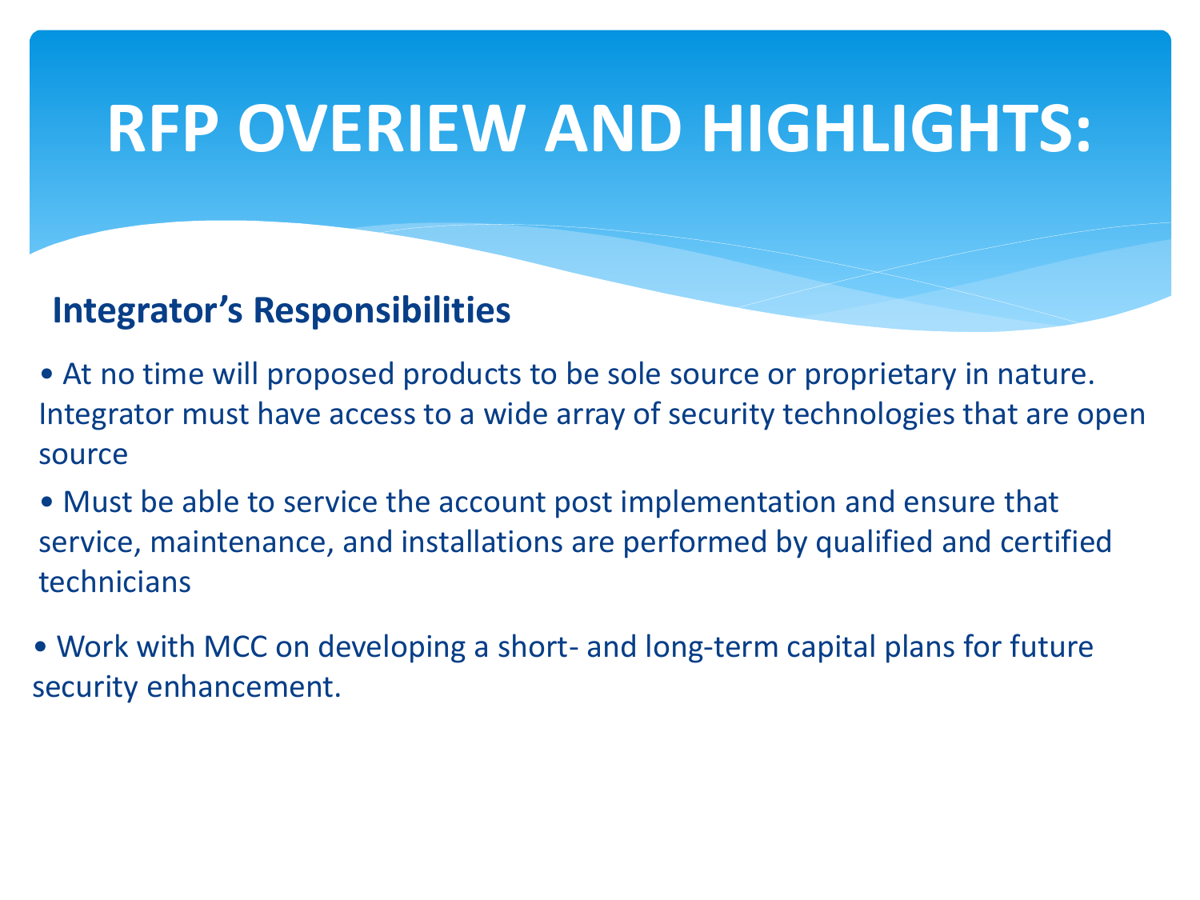# RFP OVERIEW AND HIGHLIGHTS:

## Integrator's Responsibilities

- At no time will proposed products to be sole source or proprietary in nature. Integrator must have access to a wide array of security technologies that are open source
- Must be able to service the account post implementation and ensure that service, maintenance, and installations are performed by qualified and certified technicians
- Work with MCC on developing a short- and long-term capital plans for future security enhancement.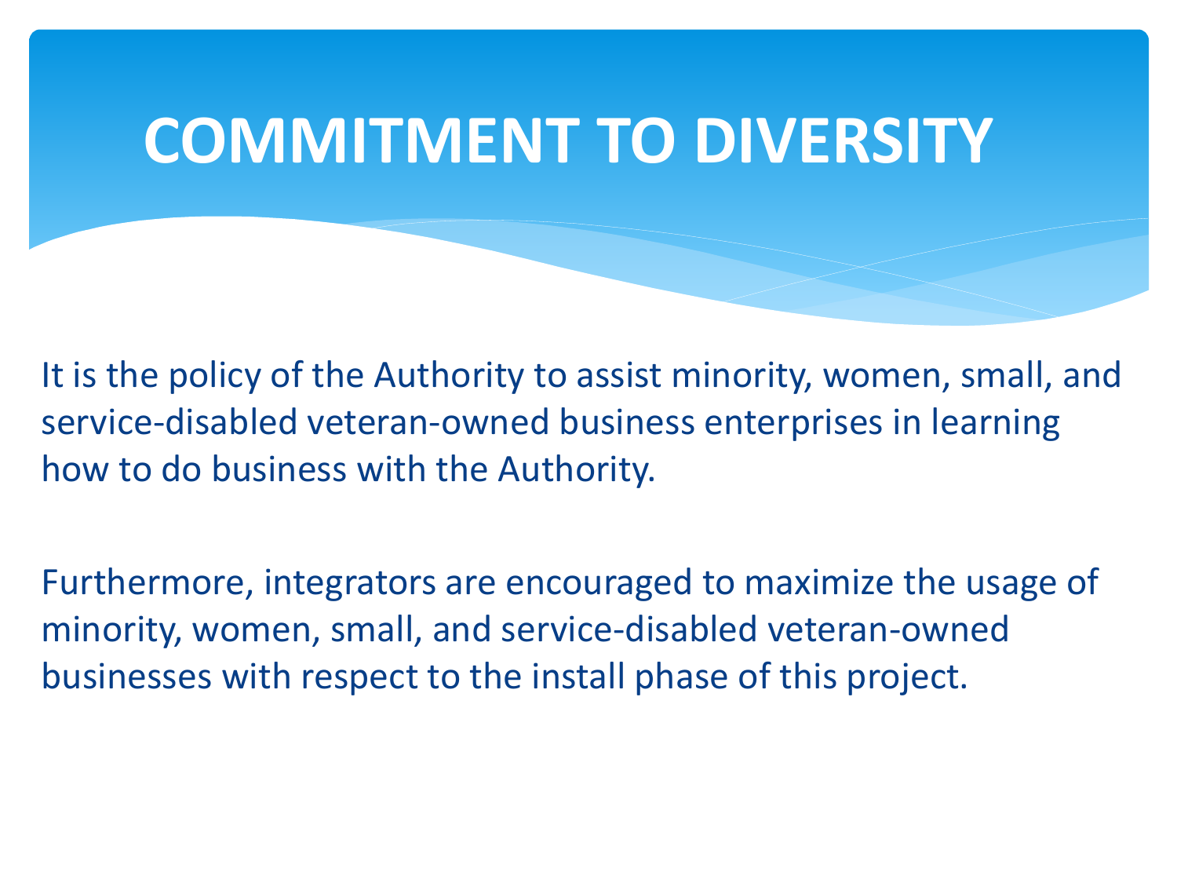# COMMITMENT TO DIVERSITY

It is the policy of the Authority to assist minority, women, small, and service-disabled veteran-owned business enterprises in learning how to do business with the Authority.

Furthermore, integrators are encouraged to maximize the usage of minority, women, small, and service-disabled veteran-owned businesses with respect to the install phase of this project.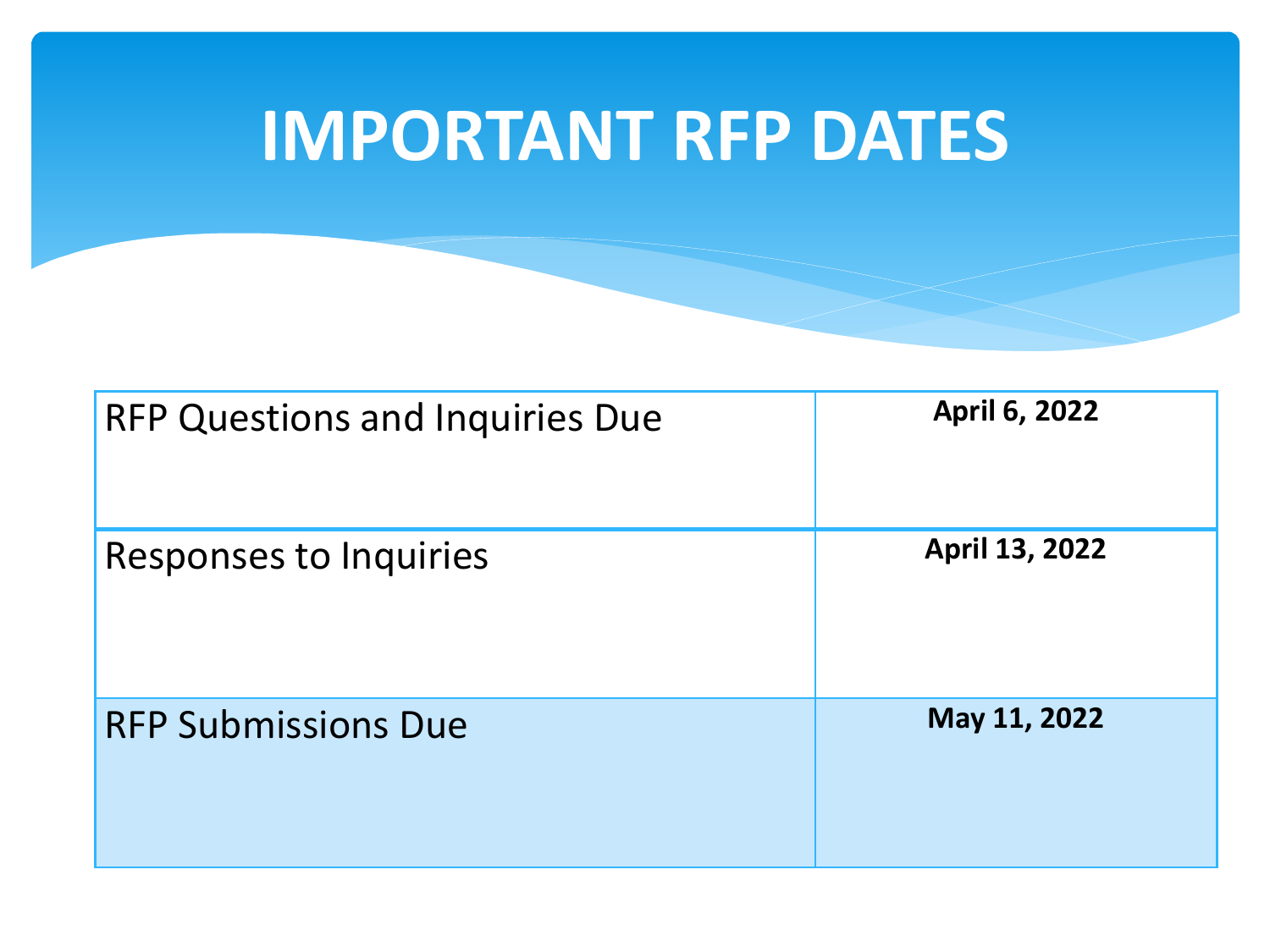# IMPORTANT RFP DATES

| | |
|---|---|
| RFP Questions and Inquiries Due | **April 6, 2022** |
| Responses to Inquiries | **April 13, 2022** |
| RFP Submissions Due | **May 11, 2022** |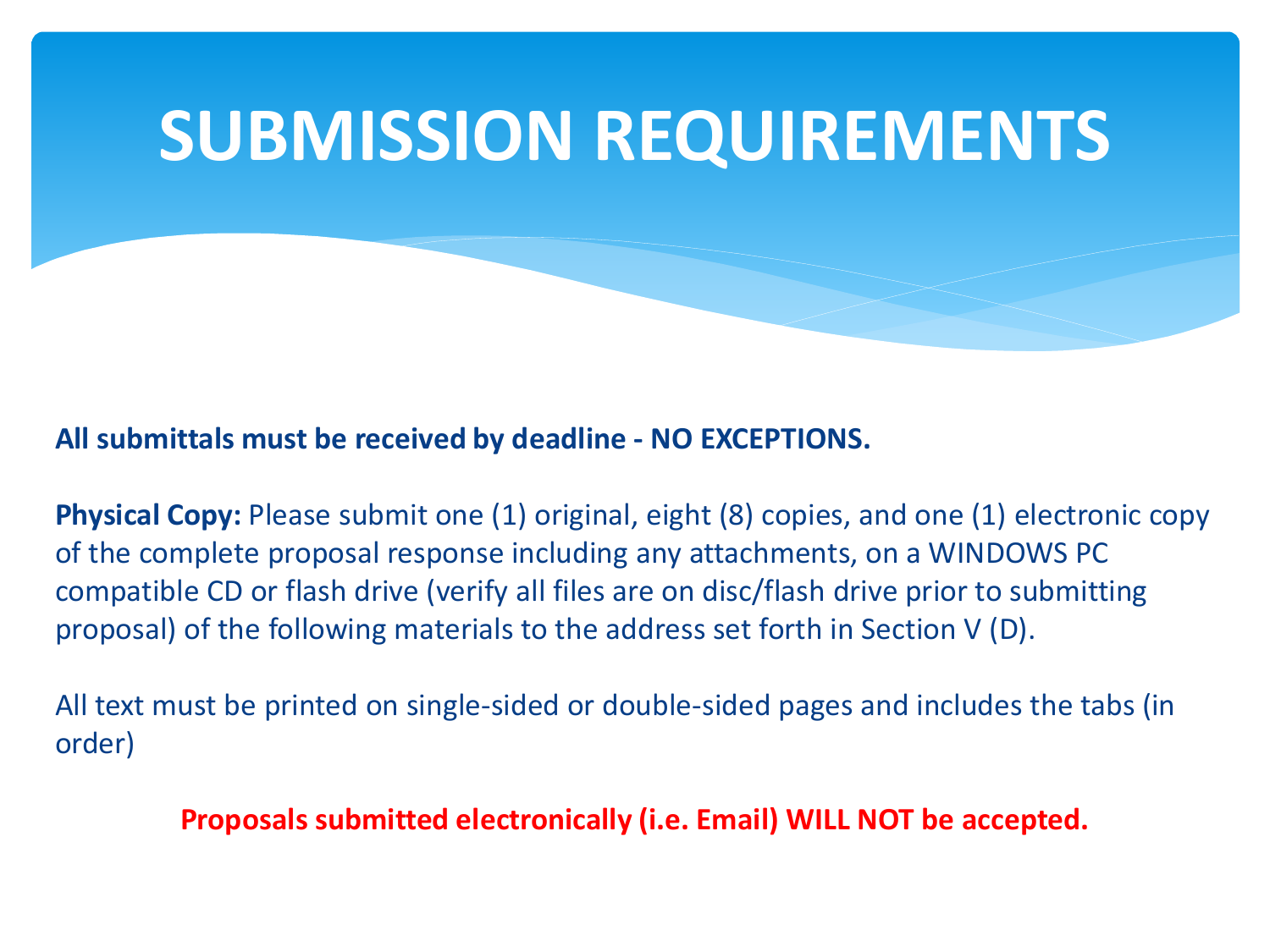# SUBMISSION REQUIREMENTS

**All submittals must be received by deadline - NO EXCEPTIONS.**

**Physical Copy:** Please submit one (1) original, eight (8) copies, and one (1) electronic copy of the complete proposal response including any attachments, on a WINDOWS PC compatible CD or flash drive (verify all files are on disc/flash drive prior to submitting proposal) of the following materials to the address set forth in Section V (D).

All text must be printed on single-sided or double-sided pages and includes the tabs (in order)

**Proposals submitted electronically (i.e. Email) WILL NOT be accepted.**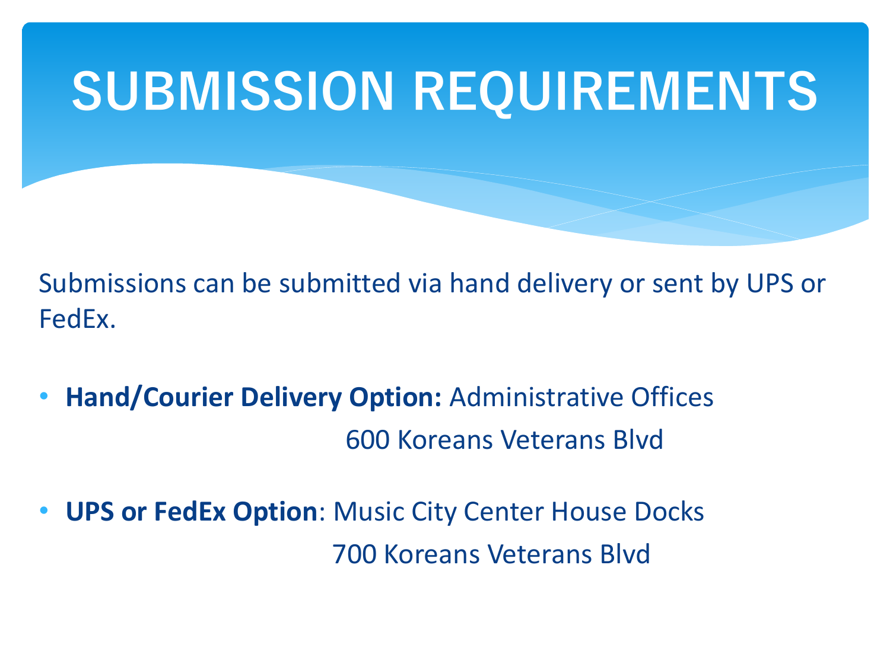# SUBMISSION REQUIREMENTS

Submissions can be submitted via hand delivery or sent by UPS or FedEx.

- **Hand/Courier Delivery Option:** Administrative Offices
  600 Koreans Veterans Blvd
- **UPS or FedEx Option**: Music City Center House Docks
  700 Koreans Veterans Blvd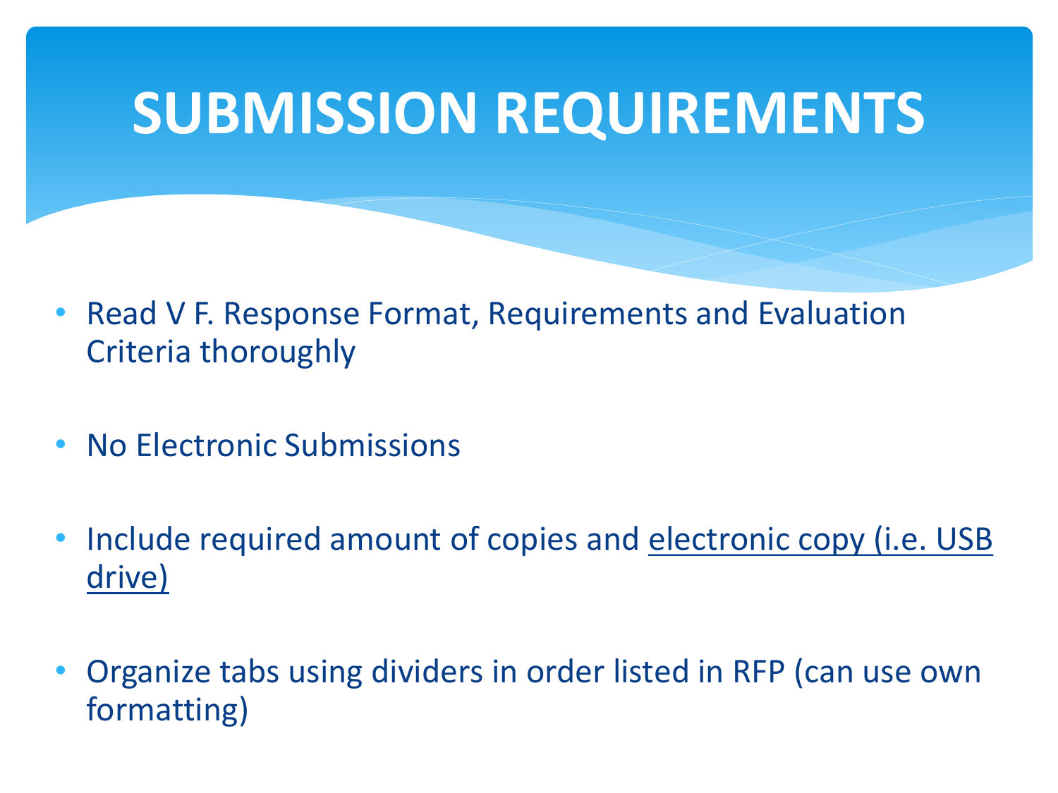# SUBMISSION REQUIREMENTS

- Read V F. Response Format, Requirements and Evaluation Criteria thoroughly
- No Electronic Submissions
- Include required amount of copies and <u>electronic copy (i.e. USB drive)</u>
- Organize tabs using dividers in order listed in RFP (can use own formatting)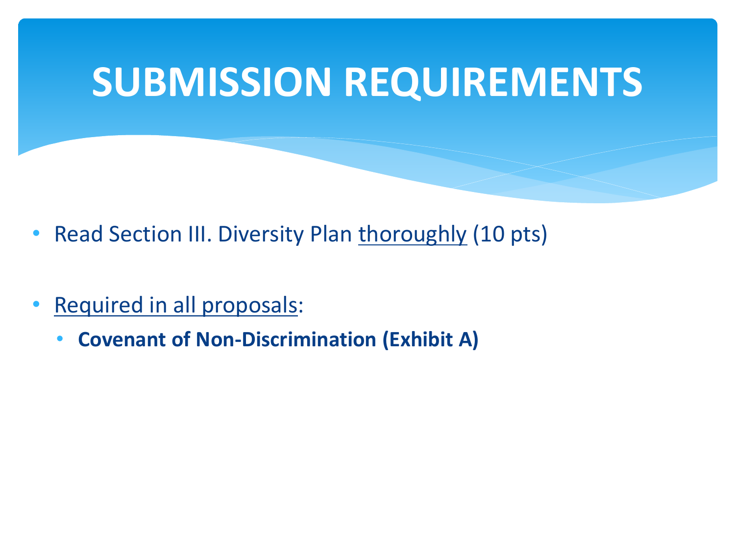# SUBMISSION REQUIREMENTS

- Read Section III. Diversity Plan <u>thoroughly</u> (10 pts)

- <u>Required in all proposals</u>:
  - **Covenant of Non-Discrimination (Exhibit A)**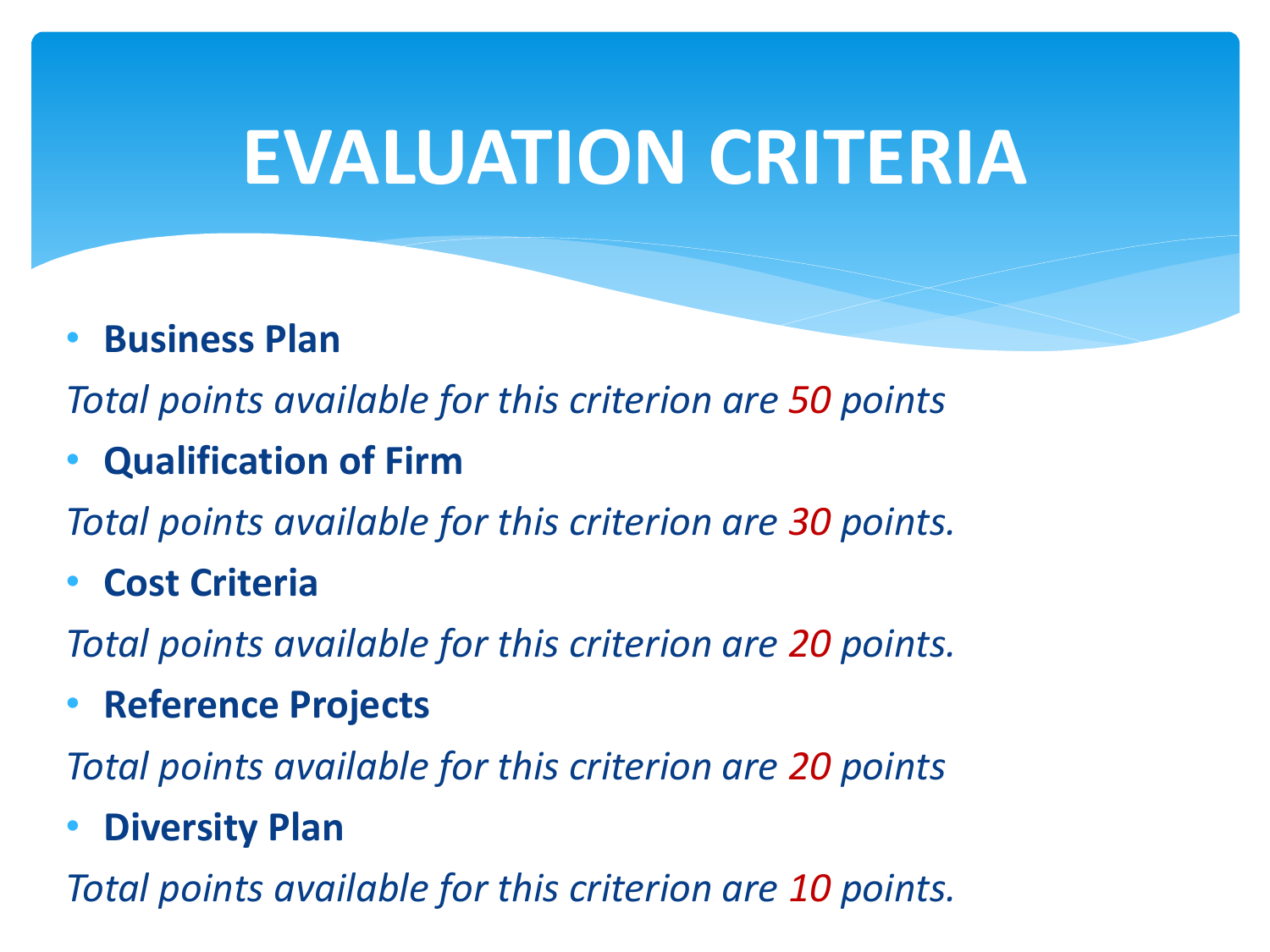# EVALUATION CRITERIA

- **Business Plan**

*Total points available for this criterion are 50 points*

- **Qualification of Firm**

*Total points available for this criterion are 30 points.*

- **Cost Criteria**

*Total points available for this criterion are 20 points.*

- **Reference Projects**

*Total points available for this criterion are 20 points*

- **Diversity Plan**

*Total points available for this criterion are 10 points.*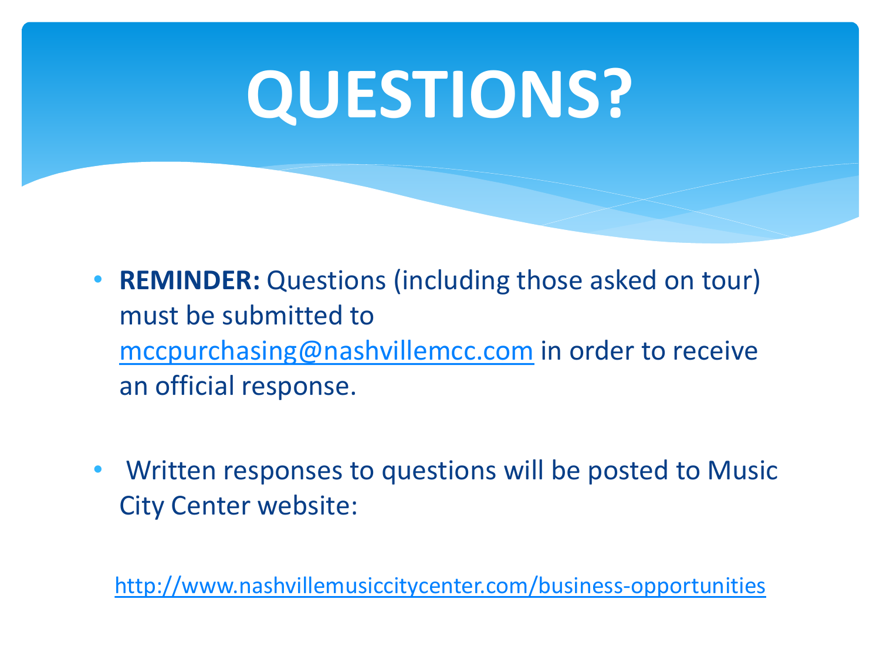# QUESTIONS?

- **REMINDER:** Questions (including those asked on tour) must be submitted to mccpurchasing@nashvillemcc.com in order to receive an official response.

- Written responses to questions will be posted to Music City Center website:

http://www.nashvillemusiccitycenter.com/business-opportunities